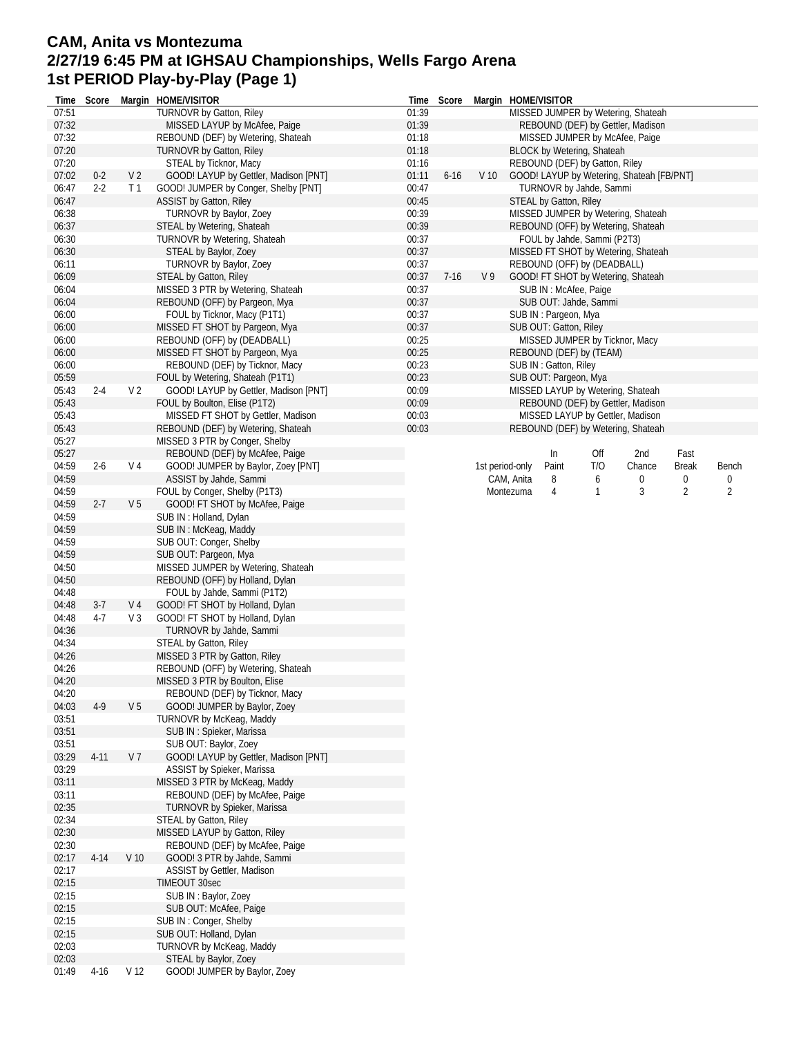# CAM, Anita vs Montezuma
## 2/27/19 6:45 PM at IGHSAU Championships, Wells Fargo Arena
## 1st PERIOD Play-by-Play (Page 1)

| Time | Score | Margin | HOME/VISITOR |
|---|---|---|---|
| 07:51 | | | TURNOVR by Gatton, Riley |
| 07:32 | | | MISSED LAYUP by McAfee, Paige |
| 07:32 | | | REBOUND (DEF) by Wetering, Shateah |
| 07:20 | | | TURNOVR by Gatton, Riley |
| 07:20 | | | STEAL by Ticknor, Macy |
| 07:02 | 0-2 | V 2 | GOOD! LAYUP by Gettler, Madison [PNT] |
| 06:47 | 2-2 | T 1 | GOOD! JUMPER by Conger, Shelby [PNT] |
| 06:47 | | | ASSIST by Gatton, Riley |
| 06:38 | | | TURNOVR by Baylor, Zoey |
| 06:37 | | | STEAL by Wetering, Shateah |
| 06:30 | | | TURNOVR by Wetering, Shateah |
| 06:30 | | | STEAL by Baylor, Zoey |
| 06:11 | | | TURNOVR by Baylor, Zoey |
| 06:09 | | | STEAL by Gatton, Riley |
| 06:04 | | | MISSED 3 PTR by Wetering, Shateah |
| 06:04 | | | REBOUND (OFF) by Pargeon, Mya |
| 06:00 | | | FOUL by Ticknor, Macy (P1T1) |
| 06:00 | | | MISSED FT SHOT by Pargeon, Mya |
| 06:00 | | | REBOUND (OFF) by (DEADBALL) |
| 06:00 | | | MISSED FT SHOT by Pargeon, Mya |
| 06:00 | | | REBOUND (DEF) by Ticknor, Macy |
| 05:59 | | | FOUL by Wetering, Shateah (P1T1) |
| 05:43 | 2-4 | V 2 | GOOD! LAYUP by Gettler, Madison [PNT] |
| 05:43 | | | FOUL by Boulton, Elise (P1T2) |
| 05:43 | | | MISSED FT SHOT by Gettler, Madison |
| 05:43 | | | REBOUND (DEF) by Wetering, Shateah |
| 05:27 | | | MISSED 3 PTR by Conger, Shelby |
| 05:27 | | | REBOUND (DEF) by McAfee, Paige |
| 04:59 | 2-6 | V 4 | GOOD! JUMPER by Baylor, Zoey [PNT] |
| 04:59 | | | ASSIST by Jahde, Sammi |
| 04:59 | | | FOUL by Conger, Shelby (P1T3) |
| 04:59 | 2-7 | V 5 | GOOD! FT SHOT by McAfee, Paige |
| 04:59 | | | SUB IN : Holland, Dylan |
| 04:59 | | | SUB IN : McKeag, Maddy |
| 04:59 | | | SUB OUT: Conger, Shelby |
| 04:59 | | | SUB OUT: Pargeon, Mya |
| 04:50 | | | MISSED JUMPER by Wetering, Shateah |
| 04:50 | | | REBOUND (OFF) by Holland, Dylan |
| 04:48 | | | FOUL by Jahde, Sammi (P1T2) |
| 04:48 | 3-7 | V 4 | GOOD! FT SHOT by Holland, Dylan |
| 04:48 | 4-7 | V 3 | GOOD! FT SHOT by Holland, Dylan |
| 04:36 | | | TURNOVR by Jahde, Sammi |
| 04:34 | | | STEAL by Gatton, Riley |
| 04:26 | | | MISSED 3 PTR by Gatton, Riley |
| 04:26 | | | REBOUND (OFF) by Wetering, Shateah |
| 04:20 | | | MISSED 3 PTR by Boulton, Elise |
| 04:20 | | | REBOUND (DEF) by Ticknor, Macy |
| 04:03 | 4-9 | V 5 | GOOD! JUMPER by Baylor, Zoey |
| 03:51 | | | TURNOVR by McKeag, Maddy |
| 03:51 | | | SUB IN : Spieker, Marissa |
| 03:51 | | | SUB OUT: Baylor, Zoey |
| 03:29 | 4-11 | V 7 | GOOD! LAYUP by Gettler, Madison [PNT] |
| 03:29 | | | ASSIST by Spieker, Marissa |
| 03:11 | | | MISSED 3 PTR by McKeag, Maddy |
| 03:11 | | | REBOUND (DEF) by McAfee, Paige |
| 02:35 | | | TURNOVR by Spieker, Marissa |
| 02:34 | | | STEAL by Gatton, Riley |
| 02:30 | | | MISSED LAYUP by Gatton, Riley |
| 02:30 | | | REBOUND (DEF) by McAfee, Paige |
| 02:17 | 4-14 | V 10 | GOOD! 3 PTR by Jahde, Sammi |
| 02:17 | | | ASSIST by Gettler, Madison |
| 02:15 | | | TIMEOUT 30sec |
| 02:15 | | | SUB IN : Baylor, Zoey |
| 02:15 | | | SUB OUT: McAfee, Paige |
| 02:15 | | | SUB IN : Conger, Shelby |
| 02:15 | | | SUB OUT: Holland, Dylan |
| 02:03 | | | TURNOVR by McKeag, Maddy |
| 02:03 | | | STEAL by Baylor, Zoey |
| 01:49 | 4-16 | V 12 | GOOD! JUMPER by Baylor, Zoey |
| 01:39 | | | MISSED JUMPER by Wetering, Shateah |
| 01:39 | | | REBOUND (DEF) by Gettler, Madison |
| 01:18 | | | MISSED JUMPER by McAfee, Paige |
| 01:18 | | | BLOCK by Wetering, Shateah |
| 01:16 | | | REBOUND (DEF) by Gatton, Riley |
| 01:11 | 6-16 | V 10 | GOOD! LAYUP by Wetering, Shateah [FB/PNT] |
| 00:47 | | | TURNOVR by Jahde, Sammi |
| 00:45 | | | STEAL by Gatton, Riley |
| 00:39 | | | MISSED JUMPER by Wetering, Shateah |
| 00:39 | | | REBOUND (OFF) by Wetering, Shateah |
| 00:37 | | | FOUL by Jahde, Sammi (P2T3) |
| 00:37 | | | MISSED FT SHOT by Wetering, Shateah |
| 00:37 | | | REBOUND (OFF) by (DEADBALL) |
| 00:37 | 7-16 | V 9 | GOOD! FT SHOT by Wetering, Shateah |
| 00:37 | | | SUB IN : McAfee, Paige |
| 00:37 | | | SUB OUT: Jahde, Sammi |
| 00:37 | | | SUB IN : Pargeon, Mya |
| 00:37 | | | SUB OUT: Gatton, Riley |
| 00:25 | | | MISSED JUMPER by Ticknor, Macy |
| 00:25 | | | REBOUND (DEF) by (TEAM) |
| 00:23 | | | SUB IN : Gatton, Riley |
| 00:23 | | | SUB OUT: Pargeon, Mya |
| 00:09 | | | MISSED LAYUP by Wetering, Shateah |
| 00:09 | | | REBOUND (DEF) by Gettler, Madison |
| 00:03 | | | MISSED LAYUP by Gettler, Madison |
| 00:03 | | | REBOUND (DEF) by Wetering, Shateah |

| 1st period-only | In Paint | Off T/O | 2nd Chance | Fast Break | Bench |
|---|---|---|---|---|---|
| CAM, Anita | 8 | 6 | 0 | 0 | 0 |
| Montezuma | 4 | 1 | 3 | 2 | 2 |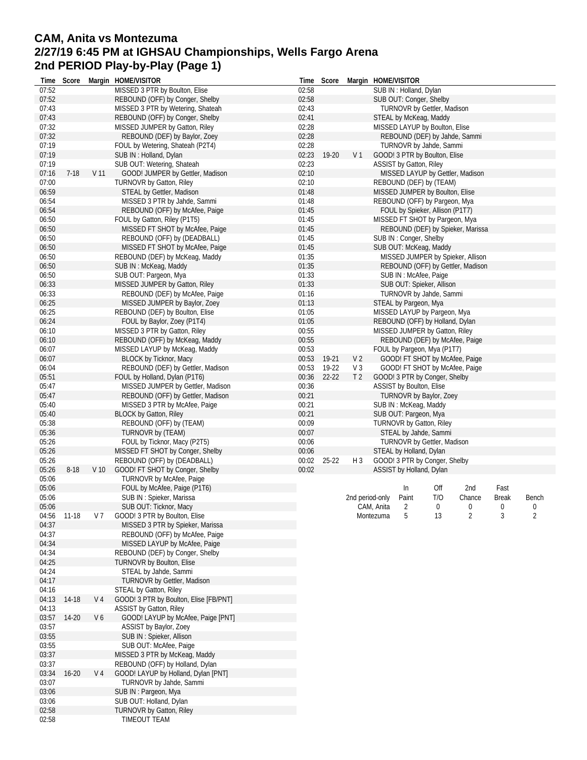# CAM, Anita vs Montezuma
## 2/27/19 6:45 PM at IGHSAU Championships, Wells Fargo Arena
## 2nd PERIOD Play-by-Play (Page 1)

| Time | Score | Margin | HOME/VISITOR |
|---|---|---|---|
| 07:52 | | | MISSED 3 PTR by Boulton, Elise |
| 07:52 | | | REBOUND (OFF) by Conger, Shelby |
| 07:43 | | | MISSED 3 PTR by Wetering, Shateah |
| 07:43 | | | REBOUND (OFF) by Conger, Shelby |
| 07:32 | | | MISSED JUMPER by Gatton, Riley |
| 07:32 | | | REBOUND (DEF) by Baylor, Zoey |
| 07:19 | | | FOUL by Wetering, Shateah (P2T4) |
| 07:19 | | | SUB IN : Holland, Dylan |
| 07:19 | | | SUB OUT: Wetering, Shateah |
| 07:16 | 7-18 | V 11 | GOOD! JUMPER by Gettler, Madison |
| 07:00 | | | TURNOVR by Gatton, Riley |
| 06:59 | | | STEAL by Gettler, Madison |
| 06:54 | | | MISSED 3 PTR by Jahde, Sammi |
| 06:54 | | | REBOUND (OFF) by McAfee, Paige |
| 06:50 | | | FOUL by Gatton, Riley (P1T5) |
| 06:50 | | | MISSED FT SHOT by McAfee, Paige |
| 06:50 | | | REBOUND (OFF) by (DEADBALL) |
| 06:50 | | | MISSED FT SHOT by McAfee, Paige |
| 06:50 | | | REBOUND (DEF) by McKeag, Maddy |
| 06:50 | | | SUB IN : McKeag, Maddy |
| 06:50 | | | SUB OUT: Pargeon, Mya |
| 06:33 | | | MISSED JUMPER by Gatton, Riley |
| 06:33 | | | REBOUND (DEF) by McAfee, Paige |
| 06:25 | | | MISSED JUMPER by Baylor, Zoey |
| 06:25 | | | REBOUND (DEF) by Boulton, Elise |
| 06:24 | | | FOUL by Baylor, Zoey (P1T4) |
| 06:10 | | | MISSED 3 PTR by Gatton, Riley |
| 06:10 | | | REBOUND (OFF) by McKeag, Maddy |
| 06:07 | | | MISSED LAYUP by McKeag, Maddy |
| 06:07 | | | BLOCK by Ticknor, Macy |
| 06:04 | | | REBOUND (DEF) by Gettler, Madison |
| 05:51 | | | FOUL by Holland, Dylan (P1T6) |
| 05:47 | | | MISSED JUMPER by Gettler, Madison |
| 05:47 | | | REBOUND (OFF) by Gettler, Madison |
| 05:40 | | | MISSED 3 PTR by McAfee, Paige |
| 05:40 | | | BLOCK by Gatton, Riley |
| 05:38 | | | REBOUND (OFF) by (TEAM) |
| 05:36 | | | TURNOVR by (TEAM) |
| 05:26 | | | FOUL by Ticknor, Macy (P2T5) |
| 05:26 | | | MISSED FT SHOT by Conger, Shelby |
| 05:26 | | | REBOUND (OFF) by (DEADBALL) |
| 05:26 | 8-18 | V 10 | GOOD! FT SHOT by Conger, Shelby |
| 05:06 | | | TURNOVR by McAfee, Paige |
| 05:06 | | | FOUL by McAfee, Paige (P1T6) |
| 05:06 | | | SUB IN : Spieker, Marissa |
| 05:06 | | | SUB OUT: Ticknor, Macy |
| 04:56 | 11-18 | V 7 | GOOD! 3 PTR by Boulton, Elise |
| 04:37 | | | MISSED 3 PTR by Spieker, Marissa |
| 04:37 | | | REBOUND (OFF) by McAfee, Paige |
| 04:34 | | | MISSED LAYUP by McAfee, Paige |
| 04:34 | | | REBOUND (DEF) by Conger, Shelby |
| 04:25 | | | TURNOVR by Boulton, Elise |
| 04:24 | | | STEAL by Jahde, Sammi |
| 04:17 | | | TURNOVR by Gettler, Madison |
| 04:16 | | | STEAL by Gatton, Riley |
| 04:13 | 14-18 | V 4 | GOOD! 3 PTR by Boulton, Elise [FB/PNT] |
| 04:13 | | | ASSIST by Gatton, Riley |
| 03:57 | 14-20 | V 6 | GOOD! LAYUP by McAfee, Paige [PNT] |
| 03:57 | | | ASSIST by Baylor, Zoey |
| 03:55 | | | SUB IN : Spieker, Allison |
| 03:55 | | | SUB OUT: McAfee, Paige |
| 03:37 | | | MISSED 3 PTR by McKeag, Maddy |
| 03:37 | | | REBOUND (OFF) by Holland, Dylan |
| 03:34 | 16-20 | V 4 | GOOD! LAYUP by Holland, Dylan [PNT] |
| 03:07 | | | TURNOVR by Jahde, Sammi |
| 03:06 | | | SUB IN : Pargeon, Mya |
| 03:06 | | | SUB OUT: Holland, Dylan |
| 02:58 | | | TURNOVR by Gatton, Riley |
| 02:58 | | | TIMEOUT TEAM |
| 02:58 | | | SUB IN : Holland, Dylan |
| 02:58 | | | SUB OUT: Conger, Shelby |
| 02:43 | | | TURNOVR by Gettler, Madison |
| 02:41 | | | STEAL by McKeag, Maddy |
| 02:28 | | | MISSED LAYUP by Boulton, Elise |
| 02:28 | | | REBOUND (DEF) by Jahde, Sammi |
| 02:28 | | | TURNOVR by Jahde, Sammi |
| 02:23 | 19-20 | V 1 | GOOD! 3 PTR by Boulton, Elise |
| 02:23 | | | ASSIST by Gatton, Riley |
| 02:10 | | | MISSED LAYUP by Gettler, Madison |
| 02:10 | | | REBOUND (DEF) by (TEAM) |
| 01:48 | | | MISSED JUMPER by Boulton, Elise |
| 01:48 | | | REBOUND (OFF) by Pargeon, Mya |
| 01:45 | | | FOUL by Spieker, Allison (P1T7) |
| 01:45 | | | MISSED FT SHOT by Pargeon, Mya |
| 01:45 | | | REBOUND (DEF) by Spieker, Marissa |
| 01:45 | | | SUB IN : Conger, Shelby |
| 01:45 | | | SUB OUT: McKeag, Maddy |
| 01:35 | | | MISSED JUMPER by Spieker, Allison |
| 01:35 | | | REBOUND (OFF) by Gettler, Madison |
| 01:33 | | | SUB IN : McAfee, Paige |
| 01:33 | | | SUB OUT: Spieker, Allison |
| 01:16 | | | TURNOVR by Jahde, Sammi |
| 01:13 | | | STEAL by Pargeon, Mya |
| 01:05 | | | MISSED LAYUP by Pargeon, Mya |
| 01:05 | | | REBOUND (OFF) by Holland, Dylan |
| 00:55 | | | MISSED JUMPER by Gatton, Riley |
| 00:55 | | | REBOUND (DEF) by McAfee, Paige |
| 00:53 | | | FOUL by Pargeon, Mya (P1T7) |
| 00:53 | 19-21 | V 2 | GOOD! FT SHOT by McAfee, Paige |
| 00:53 | 19-22 | V 3 | GOOD! FT SHOT by McAfee, Paige |
| 00:36 | 22-22 | T 2 | GOOD! 3 PTR by Conger, Shelby |
| 00:36 | | | ASSIST by Boulton, Elise |
| 00:21 | | | TURNOVR by Baylor, Zoey |
| 00:21 | | | SUB IN : McKeag, Maddy |
| 00:21 | | | SUB OUT: Pargeon, Mya |
| 00:09 | | | TURNOVR by Gatton, Riley |
| 00:07 | | | STEAL by Jahde, Sammi |
| 00:06 | | | TURNOVR by Gettler, Madison |
| 00:06 | | | STEAL by Holland, Dylan |
| 00:02 | 25-22 | H 3 | GOOD! 3 PTR by Conger, Shelby |
| 00:02 | | | ASSIST by Holland, Dylan |

| 2nd period-only | In Paint | Off T/O | 2nd Chance | Fast Break | Bench |
|---|---|---|---|---|---|
| CAM, Anita | 2 | 0 | 0 | 0 | 0 |
| Montezuma | 5 | 13 | 2 | 3 | 2 |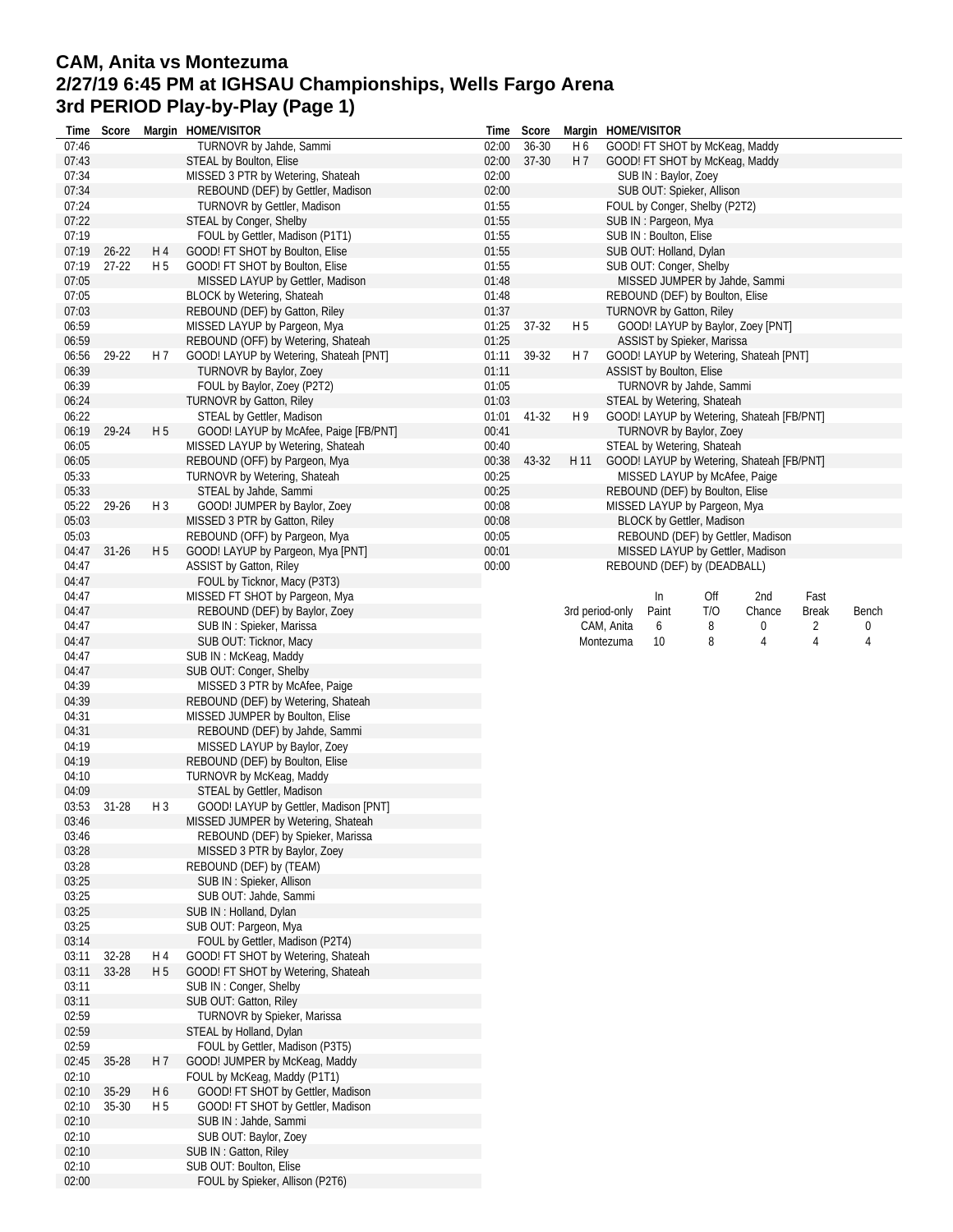# CAM, Anita vs Montezuma
## 2/27/19 6:45 PM at IGHSAU Championships, Wells Fargo Arena
## 3rd PERIOD Play-by-Play (Page 1)

| Time | Score | Margin | HOME/VISITOR |
|---|---|---|---|
| 07:46 | | | TURNOVR by Jahde, Sammi |
| 07:43 | | | STEAL by Boulton, Elise |
| 07:34 | | | MISSED 3 PTR by Wetering, Shateah |
| 07:34 | | | REBOUND (DEF) by Gettler, Madison |
| 07:24 | | | TURNOVR by Gettler, Madison |
| 07:22 | | | STEAL by Conger, Shelby |
| 07:19 | | | FOUL by Gettler, Madison (P1T1) |
| 07:19 | 26-22 | H 4 | GOOD! FT SHOT by Boulton, Elise |
| 07:19 | 27-22 | H 5 | GOOD! FT SHOT by Boulton, Elise |
| 07:05 | | | MISSED LAYUP by Gettler, Madison |
| 07:05 | | | BLOCK by Wetering, Shateah |
| 07:03 | | | REBOUND (DEF) by Gatton, Riley |
| 06:59 | | | MISSED LAYUP by Pargeon, Mya |
| 06:59 | | | REBOUND (OFF) by Wetering, Shateah |
| 06:56 | 29-22 | H 7 | GOOD! LAYUP by Wetering, Shateah [PNT] |
| 06:39 | | | TURNOVR by Baylor, Zoey |
| 06:39 | | | FOUL by Baylor, Zoey (P2T2) |
| 06:24 | | | TURNOVR by Gatton, Riley |
| 06:22 | | | STEAL by Gettler, Madison |
| 06:19 | 29-24 | H 5 | GOOD! LAYUP by McAfee, Paige [FB/PNT] |
| 06:05 | | | MISSED LAYUP by Wetering, Shateah |
| 06:05 | | | REBOUND (OFF) by Pargeon, Mya |
| 05:33 | | | TURNOVR by Wetering, Shateah |
| 05:33 | | | STEAL by Jahde, Sammi |
| 05:22 | 29-26 | H 3 | GOOD! JUMPER by Baylor, Zoey |
| 05:03 | | | MISSED 3 PTR by Gatton, Riley |
| 05:03 | | | REBOUND (OFF) by Pargeon, Mya |
| 04:47 | 31-26 | H 5 | GOOD! LAYUP by Pargeon, Mya [PNT] |
| 04:47 | | | ASSIST by Gatton, Riley |
| 04:47 | | | FOUL by Ticknor, Macy (P3T3) |
| 04:47 | | | MISSED FT SHOT by Pargeon, Mya |
| 04:47 | | | REBOUND (DEF) by Baylor, Zoey |
| 04:47 | | | SUB IN : Spieker, Marissa |
| 04:47 | | | SUB OUT: Ticknor, Macy |
| 04:47 | | | SUB IN : McKeag, Maddy |
| 04:47 | | | SUB OUT: Conger, Shelby |
| 04:39 | | | MISSED 3 PTR by McAfee, Paige |
| 04:39 | | | REBOUND (DEF) by Wetering, Shateah |
| 04:31 | | | MISSED JUMPER by Boulton, Elise |
| 04:31 | | | REBOUND (DEF) by Jahde, Sammi |
| 04:19 | | | MISSED LAYUP by Baylor, Zoey |
| 04:19 | | | REBOUND (DEF) by Boulton, Elise |
| 04:10 | | | TURNOVR by McKeag, Maddy |
| 04:09 | | | STEAL by Gettler, Madison |
| 03:53 | 31-28 | H 3 | GOOD! LAYUP by Gettler, Madison [PNT] |
| 03:46 | | | MISSED JUMPER by Wetering, Shateah |
| 03:46 | | | REBOUND (DEF) by Spieker, Marissa |
| 03:28 | | | MISSED 3 PTR by Baylor, Zoey |
| 03:28 | | | REBOUND (DEF) by (TEAM) |
| 03:25 | | | SUB IN : Spieker, Allison |
| 03:25 | | | SUB OUT: Jahde, Sammi |
| 03:25 | | | SUB IN : Holland, Dylan |
| 03:25 | | | SUB OUT: Pargeon, Mya |
| 03:14 | | | FOUL by Gettler, Madison (P2T4) |
| 03:11 | 32-28 | H 4 | GOOD! FT SHOT by Wetering, Shateah |
| 03:11 | 33-28 | H 5 | GOOD! FT SHOT by Wetering, Shateah |
| 03:11 | | | SUB IN : Conger, Shelby |
| 03:11 | | | SUB OUT: Gatton, Riley |
| 02:59 | | | TURNOVR by Spieker, Marissa |
| 02:59 | | | STEAL by Holland, Dylan |
| 02:59 | | | FOUL by Gettler, Madison (P3T5) |
| 02:45 | 35-28 | H 7 | GOOD! JUMPER by McKeag, Maddy |
| 02:10 | | | FOUL by McKeag, Maddy (P1T1) |
| 02:10 | 35-29 | H 6 | GOOD! FT SHOT by Gettler, Madison |
| 02:10 | 35-30 | H 5 | GOOD! FT SHOT by Gettler, Madison |
| 02:10 | | | SUB IN : Jahde, Sammi |
| 02:10 | | | SUB OUT: Baylor, Zoey |
| 02:10 | | | SUB IN : Gatton, Riley |
| 02:10 | | | SUB OUT: Boulton, Elise |
| 02:00 | | | FOUL by Spieker, Allison (P2T6) |
| 02:00 | 36-30 | H 6 | GOOD! FT SHOT by McKeag, Maddy |
| 02:00 | 37-30 | H 7 | GOOD! FT SHOT by McKeag, Maddy |
| 02:00 | | | SUB IN : Baylor, Zoey |
| 02:00 | | | SUB OUT: Spieker, Allison |
| 01:55 | | | FOUL by Conger, Shelby (P2T2) |
| 01:55 | | | SUB IN : Pargeon, Mya |
| 01:55 | | | SUB IN : Boulton, Elise |
| 01:55 | | | SUB OUT: Holland, Dylan |
| 01:55 | | | SUB OUT: Conger, Shelby |
| 01:48 | | | MISSED JUMPER by Jahde, Sammi |
| 01:48 | | | REBOUND (DEF) by Boulton, Elise |
| 01:37 | | | TURNOVR by Gatton, Riley |
| 01:25 | 37-32 | H 5 | GOOD! LAYUP by Baylor, Zoey [PNT] |
| 01:25 | | | ASSIST by Spieker, Marissa |
| 01:11 | 39-32 | H 7 | GOOD! LAYUP by Wetering, Shateah [PNT] |
| 01:11 | | | ASSIST by Boulton, Elise |
| 01:05 | | | TURNOVR by Jahde, Sammi |
| 01:03 | | | STEAL by Wetering, Shateah |
| 01:01 | 41-32 | H 9 | GOOD! LAYUP by Wetering, Shateah [FB/PNT] |
| 00:41 | | | TURNOVR by Baylor, Zoey |
| 00:40 | | | STEAL by Wetering, Shateah |
| 00:38 | 43-32 | H 11 | GOOD! LAYUP by Wetering, Shateah [FB/PNT] |
| 00:25 | | | MISSED LAYUP by McAfee, Paige |
| 00:25 | | | REBOUND (DEF) by Boulton, Elise |
| 00:08 | | | MISSED LAYUP by Pargeon, Mya |
| 00:08 | | | BLOCK by Gettler, Madison |
| 00:05 | | | REBOUND (DEF) by Gettler, Madison |
| 00:01 | | | MISSED LAYUP by Gettler, Madison |
| 00:00 | | | REBOUND (DEF) by (DEADBALL) |

| 3rd period-only | In Paint | Off T/O | 2nd Chance | Fast Break | Bench |
|---|---|---|---|---|---|
| CAM, Anita | 6 | 8 | 0 | 2 | 0 |
| Montezuma | 10 | 8 | 4 | 4 | 4 |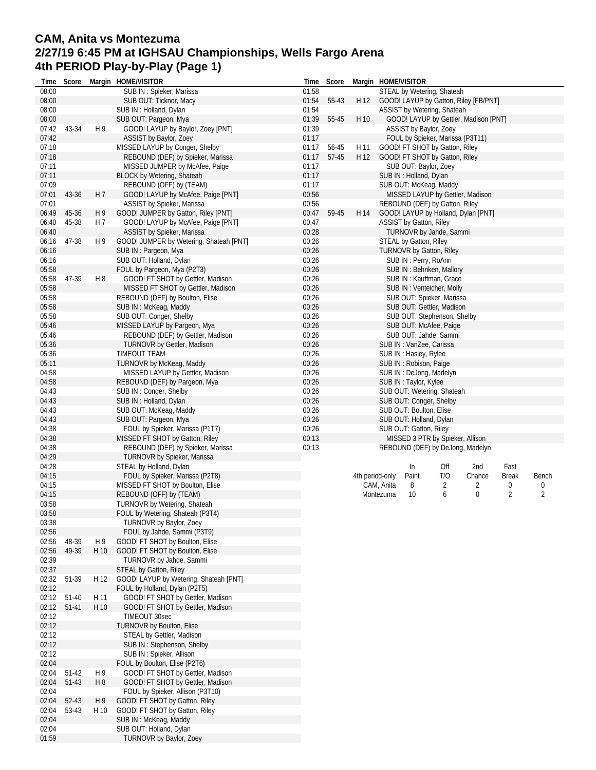# CAM, Anita vs Montezuma

## 2/27/19 6:45 PM at IGHSAU Championships, Wells Fargo Arena

## 4th PERIOD Play-by-Play (Page 1)

| Time | Score | Margin | HOME/VISITOR |
|---|---|---|---|
| 08:00 | | | SUB IN : Spieker, Marissa |
| 08:00 | | | SUB OUT: Ticknor, Macy |
| 08:00 | | | SUB IN : Holland, Dylan |
| 08:00 | | | SUB OUT: Pargeon, Mya |
| 07:42 | 43-34 | H 9 | GOOD! LAYUP by Baylor, Zoey [PNT] |
| 07:42 | | | ASSIST by Baylor, Zoey |
| 07:18 | | | MISSED LAYUP by Conger, Shelby |
| 07:18 | | | REBOUND (DEF) by Spieker, Marissa |
| 07:11 | | | MISSED JUMPER by McAfee, Paige |
| 07:11 | | | BLOCK by Wetering, Shateah |
| 07:09 | | | REBOUND (OFF) by (TEAM) |
| 07:01 | 43-36 | H 7 | GOOD! LAYUP by McAfee, Paige [PNT] |
| 07:01 | | | ASSIST by Spieker, Marissa |
| 06:49 | 45-36 | H 9 | GOOD! JUMPER by Gatton, Riley [PNT] |
| 06:40 | 45-38 | H 7 | GOOD! LAYUP by McAfee, Paige [PNT] |
| 06:40 | | | ASSIST by Spieker, Marissa |
| 06:16 | 47-38 | H 9 | GOOD! JUMPER by Wetering, Shateah [PNT] |
| 06:16 | | | SUB IN : Pargeon, Mya |
| 06:16 | | | SUB OUT: Holland, Dylan |
| 05:58 | | | FOUL by Pargeon, Mya (P2T3) |
| 05:58 | 47-39 | H 8 | GOOD! FT SHOT by Gettler, Madison |
| 05:58 | | | MISSED FT SHOT by Gettler, Madison |
| 05:58 | | | REBOUND (DEF) by Boulton, Elise |
| 05:58 | | | SUB IN : McKeag, Maddy |
| 05:58 | | | SUB OUT: Conger, Shelby |
| 05:46 | | | MISSED LAYUP by Pargeon, Mya |
| 05:46 | | | REBOUND (DEF) by Gettler, Madison |
| 05:36 | | | TURNOVR by Gettler, Madison |
| 05:36 | | | TIMEOUT TEAM |
| 05:11 | | | TURNOVR by McKeag, Maddy |
| 04:58 | | | MISSED LAYUP by Gettler, Madison |
| 04:58 | | | REBOUND (DEF) by Pargeon, Mya |
| 04:43 | | | SUB IN : Conger, Shelby |
| 04:43 | | | SUB IN : Holland, Dylan |
| 04:43 | | | SUB OUT: McKeag, Maddy |
| 04:43 | | | SUB OUT: Pargeon, Mya |
| 04:38 | | | FOUL by Spieker, Marissa (P1T7) |
| 04:38 | | | MISSED FT SHOT by Gatton, Riley |
| 04:38 | | | REBOUND (DEF) by Spieker, Marissa |
| 04:29 | | | TURNOVR by Spieker, Marissa |
| 04:28 | | | STEAL by Holland, Dylan |
| 04:15 | | | FOUL by Spieker, Marissa (P2T8) |
| 04:15 | | | MISSED FT SHOT by Boulton, Elise |
| 04:15 | | | REBOUND (OFF) by (TEAM) |
| 03:58 | | | TURNOVR by Wetering, Shateah |
| 03:58 | | | FOUL by Wetering, Shateah (P3T4) |
| 03:38 | | | TURNOVR by Baylor, Zoey |
| 02:56 | | | FOUL by Jahde, Sammi (P3T9) |
| 02:56 | 48-39 | H 9 | GOOD! FT SHOT by Boulton, Elise |
| 02:56 | 49-39 | H 10 | GOOD! FT SHOT by Boulton, Elise |
| 02:39 | | | TURNOVR by Jahde, Sammi |
| 02:37 | | | STEAL by Gatton, Riley |
| 02:32 | 51-39 | H 12 | GOOD! LAYUP by Wetering, Shateah [PNT] |
| 02:12 | | | FOUL by Holland, Dylan (P2T5) |
| 02:12 | 51-40 | H 11 | GOOD! FT SHOT by Gettler, Madison |
| 02:12 | 51-41 | H 10 | GOOD! FT SHOT by Gettler, Madison |
| 02:12 | | | TIMEOUT 30sec |
| 02:12 | | | TURNOVR by Boulton, Elise |
| 02:12 | | | STEAL by Gettler, Madison |
| 02:12 | | | SUB IN : Stephenson, Shelby |
| 02:12 | | | SUB IN : Spieker, Allison |
| 02:04 | | | FOUL by Boulton, Elise (P2T6) |
| 02:04 | 51-42 | H 9 | GOOD! FT SHOT by Gettler, Madison |
| 02:04 | 51-43 | H 8 | GOOD! FT SHOT by Gettler, Madison |
| 02:04 | | | FOUL by Spieker, Allison (P3T10) |
| 02:04 | 52-43 | H 9 | GOOD! FT SHOT by Gatton, Riley |
| 02:04 | 53-43 | H 10 | GOOD! FT SHOT by Gatton, Riley |
| 02:04 | | | SUB IN : McKeag, Maddy |
| 02:04 | | | SUB OUT: Holland, Dylan |
| 01:59 | | | TURNOVR by Baylor, Zoey |
| 01:58 | | | STEAL by Wetering, Shateah |
| 01:54 | 55-43 | H 12 | GOOD! LAYUP by Gatton, Riley [FB/PNT] |
| 01:54 | | | ASSIST by Wetering, Shateah |
| 01:39 | 55-45 | H 10 | GOOD! LAYUP by Gettler, Madison [PNT] |
| 01:39 | | | ASSIST by Baylor, Zoey |
| 01:17 | | | FOUL by Spieker, Marissa (P3T11) |
| 01:17 | 56-45 | H 11 | GOOD! FT SHOT by Gatton, Riley |
| 01:17 | 57-45 | H 12 | GOOD! FT SHOT by Gatton, Riley |
| 01:17 | | | SUB OUT: Baylor, Zoey |
| 01:17 | | | SUB IN : Holland, Dylan |
| 01:17 | | | SUB OUT: McKeag, Maddy |
| 00:56 | | | MISSED LAYUP by Gettler, Madison |
| 00:56 | | | REBOUND (DEF) by Gatton, Riley |
| 00:47 | 59-45 | H 14 | GOOD! LAYUP by Holland, Dylan [PNT] |
| 00:47 | | | ASSIST by Gatton, Riley |
| 00:28 | | | TURNOVR by Jahde, Sammi |
| 00:26 | | | STEAL by Gatton, Riley |
| 00:26 | | | TURNOVR by Gatton, Riley |
| 00:26 | | | SUB IN : Perry, RoAnn |
| 00:26 | | | SUB IN : Behnken, Mallory |
| 00:26 | | | SUB IN : Kauffman, Grace |
| 00:26 | | | SUB IN : Venteicher, Molly |
| 00:26 | | | SUB OUT: Spieker, Marissa |
| 00:26 | | | SUB OUT: Gettler, Madison |
| 00:26 | | | SUB OUT: Stephenson, Shelby |
| 00:26 | | | SUB OUT: McAfee, Paige |
| 00:26 | | | SUB OUT: Jahde, Sammi |
| 00:26 | | | SUB IN : VanZee, Carissa |
| 00:26 | | | SUB IN : Hasley, Rylee |
| 00:26 | | | SUB IN : Robison, Paige |
| 00:26 | | | SUB IN : DeJong, Madelyn |
| 00:26 | | | SUB IN : Taylor, Kylee |
| 00:26 | | | SUB OUT: Wetering, Shateah |
| 00:26 | | | SUB OUT: Conger, Shelby |
| 00:26 | | | SUB OUT: Boulton, Elise |
| 00:26 | | | SUB OUT: Holland, Dylan |
| 00:26 | | | SUB OUT: Gatton, Riley |
| 00:13 | | | MISSED 3 PTR by Spieker, Allison |
| 00:13 | | | REBOUND (DEF) by DeJong, Madelyn |

| 4th period-only | In Paint | Off T/O | 2nd Chance | Fast Break | Bench |
|---|---|---|---|---|---|
| CAM, Anita | 8 | 2 | 2 | 0 | 0 |
| Montezuma | 10 | 6 | 0 | 2 | 2 |